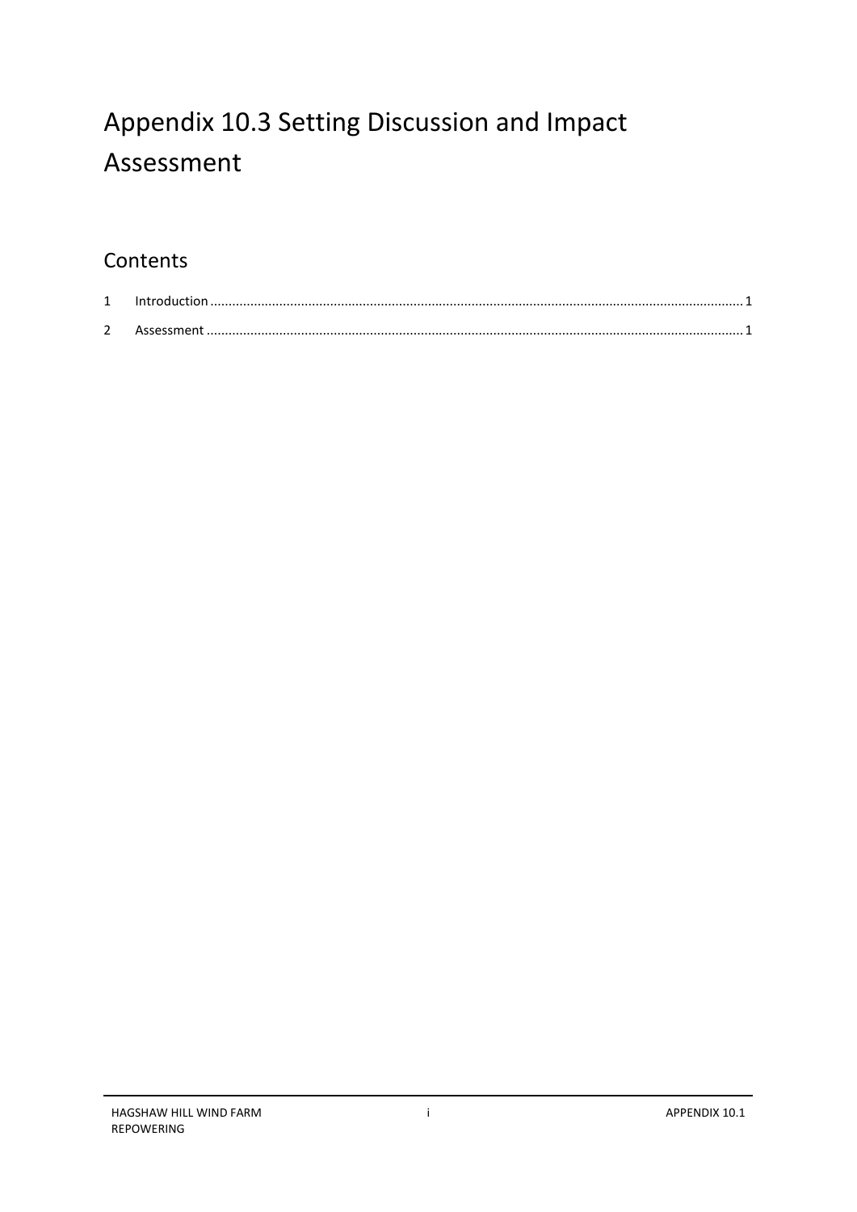# Appendix 10.3 Setting Discussion and Impact Assessment

## Contents

1 Introduction ........................................................................................................................................ 1

2 Assessment ......................................................................................................................................... 1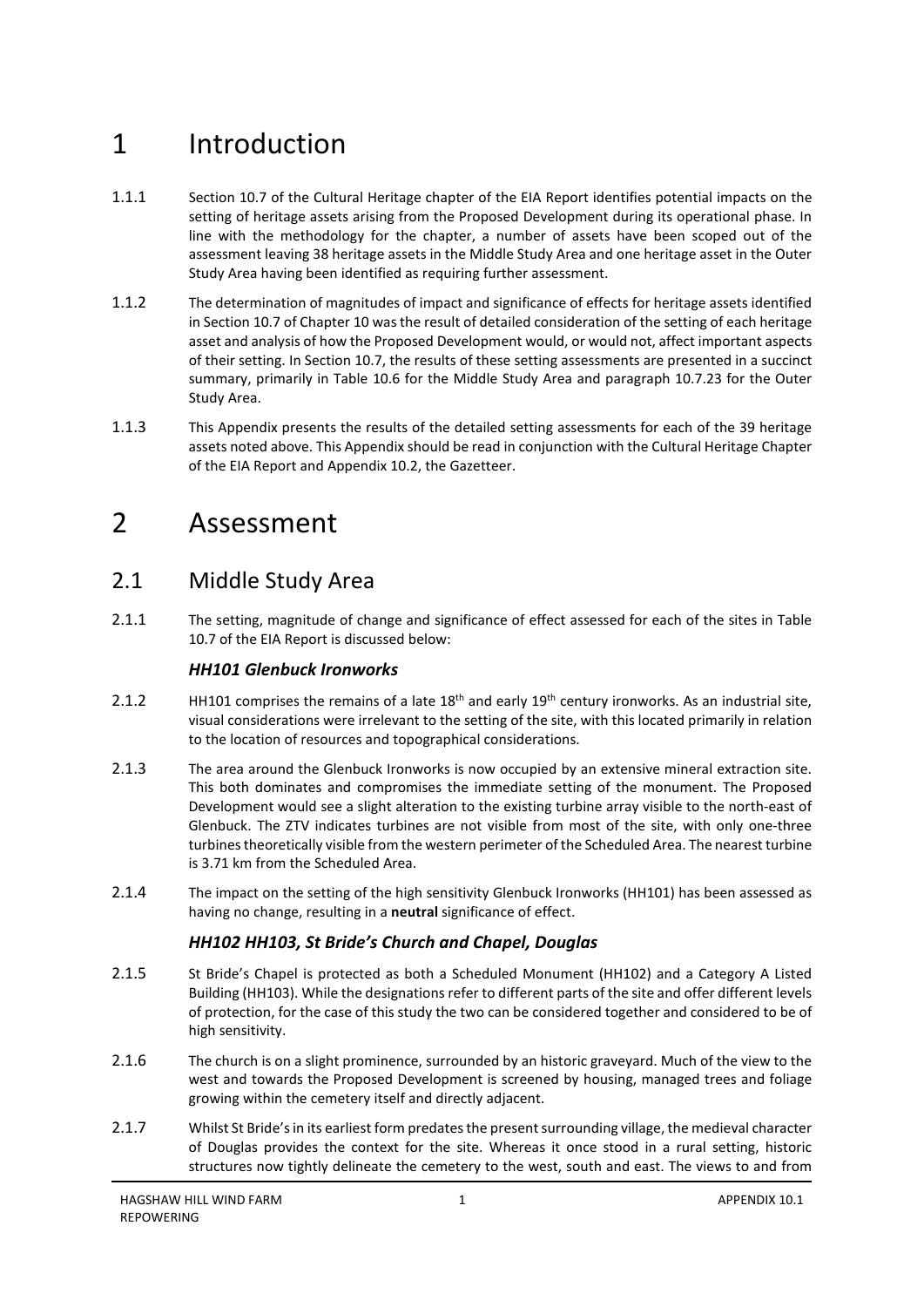// Copy the input exactly; render non-math superscripts as [th], not ^{th}.
# 1 Introduction

1.1.1 Section 10.7 of the Cultural Heritage chapter of the EIA Report identifies potential impacts on the setting of heritage assets arising from the Proposed Development during its operational phase. In line with the methodology for the chapter, a number of assets have been scoped out of the assessment leaving 38 heritage assets in the Middle Study Area and one heritage asset in the Outer Study Area having been identified as requiring further assessment.

1.1.2 The determination of magnitudes of impact and significance of effects for heritage assets identified in Section 10.7 of Chapter 10 was the result of detailed consideration of the setting of each heritage asset and analysis of how the Proposed Development would, or would not, affect important aspects of their setting. In Section 10.7, the results of these setting assessments are presented in a succinct summary, primarily in Table 10.6 for the Middle Study Area and paragraph 10.7.23 for the Outer Study Area.

1.1.3 This Appendix presents the results of the detailed setting assessments for each of the 39 heritage assets noted above. This Appendix should be read in conjunction with the Cultural Heritage Chapter of the EIA Report and Appendix 10.2, the Gazetteer.

# 2 Assessment

## 2.1 Middle Study Area

2.1.1 The setting, magnitude of change and significance of effect assessed for each of the sites in Table 10.7 of the EIA Report is discussed below:

### *HH101 Glenbuck Ironworks*

2.1.2 HH101 comprises the remains of a late 18[th] and early 19[th] century ironworks. As an industrial site, visual considerations were irrelevant to the setting of the site, with this located primarily in relation to the location of resources and topographical considerations.

2.1.3 The area around the Glenbuck Ironworks is now occupied by an extensive mineral extraction site. This both dominates and compromises the immediate setting of the monument. The Proposed Development would see a slight alteration to the existing turbine array visible to the north-east of Glenbuck. The ZTV indicates turbines are not visible from most of the site, with only one-three turbines theoretically visible from the western perimeter of the Scheduled Area. The nearest turbine is 3.71 km from the Scheduled Area.

2.1.4 The impact on the setting of the high sensitivity Glenbuck Ironworks (HH101) has been assessed as having no change, resulting in a **neutral** significance of effect.

### *HH102 HH103, St Bride's Church and Chapel, Douglas*

2.1.5 St Bride's Chapel is protected as both a Scheduled Monument (HH102) and a Category A Listed Building (HH103). While the designations refer to different parts of the site and offer different levels of protection, for the case of this study the two can be considered together and considered to be of high sensitivity.

2.1.6 The church is on a slight prominence, surrounded by an historic graveyard. Much of the view to the west and towards the Proposed Development is screened by housing, managed trees and foliage growing within the cemetery itself and directly adjacent.

2.1.7 Whilst St Bride's in its earliest form predates the present surrounding village, the medieval character of Douglas provides the context for the site. Whereas it once stood in a rural setting, historic structures now tightly delineate the cemetery to the west, south and east. The views to and from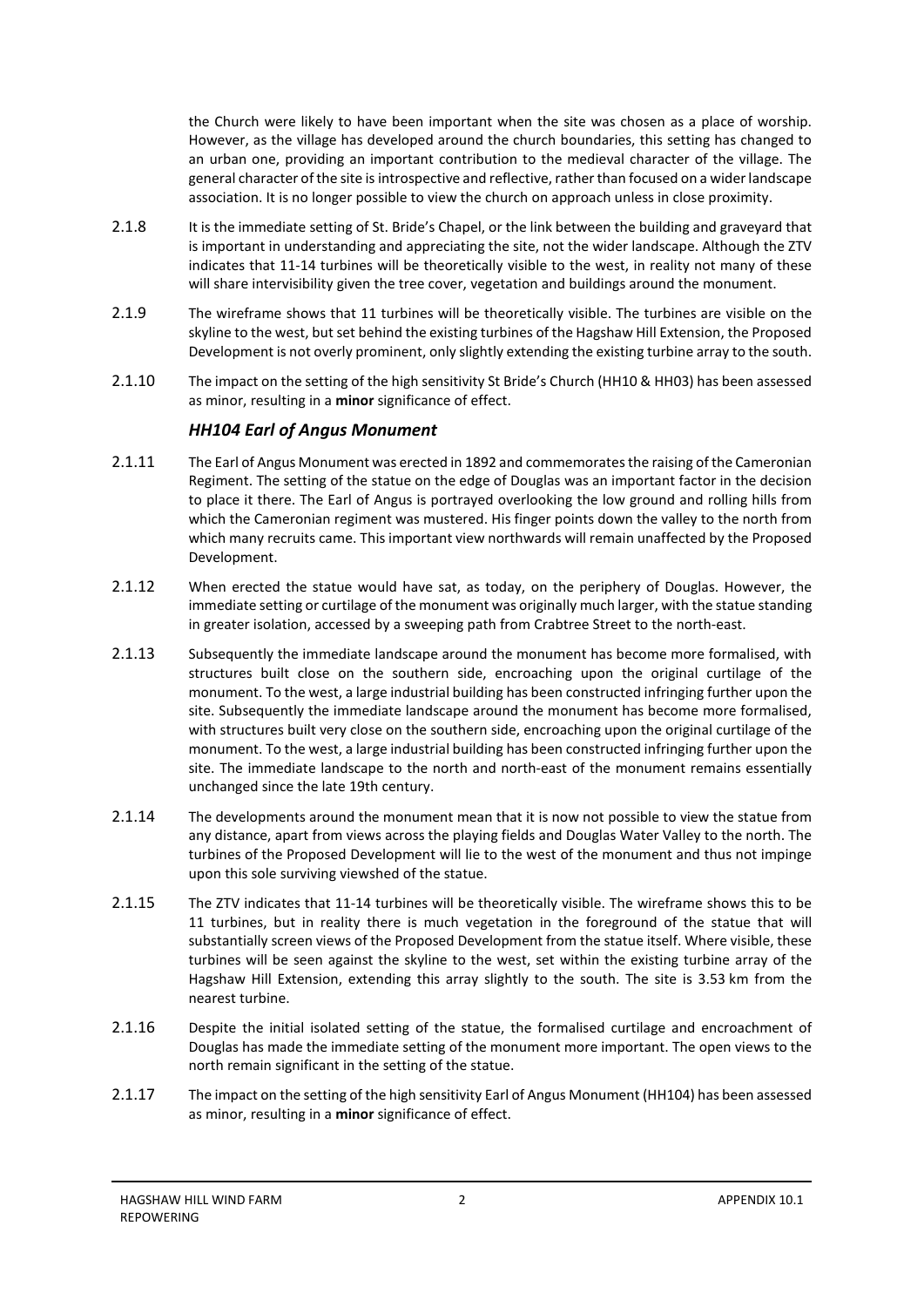the Church were likely to have been important when the site was chosen as a place of worship. However, as the village has developed around the church boundaries, this setting has changed to an urban one, providing an important contribution to the medieval character of the village. The general character of the site is introspective and reflective, rather than focused on a wider landscape association. It is no longer possible to view the church on approach unless in close proximity.

2.1.8 It is the immediate setting of St. Bride's Chapel, or the link between the building and graveyard that is important in understanding and appreciating the site, not the wider landscape. Although the ZTV indicates that 11-14 turbines will be theoretically visible to the west, in reality not many of these will share intervisibility given the tree cover, vegetation and buildings around the monument.

2.1.9 The wireframe shows that 11 turbines will be theoretically visible. The turbines are visible on the skyline to the west, but set behind the existing turbines of the Hagshaw Hill Extension, the Proposed Development is not overly prominent, only slightly extending the existing turbine array to the south.

2.1.10 The impact on the setting of the high sensitivity St Bride's Church (HH10 & HH03) has been assessed as minor, resulting in a **minor** significance of effect.

### *HH104 Earl of Angus Monument*

2.1.11 The Earl of Angus Monument was erected in 1892 and commemorates the raising of the Cameronian Regiment. The setting of the statue on the edge of Douglas was an important factor in the decision to place it there. The Earl of Angus is portrayed overlooking the low ground and rolling hills from which the Cameronian regiment was mustered. His finger points down the valley to the north from which many recruits came. This important view northwards will remain unaffected by the Proposed Development.

2.1.12 When erected the statue would have sat, as today, on the periphery of Douglas. However, the immediate setting or curtilage of the monument was originally much larger, with the statue standing in greater isolation, accessed by a sweeping path from Crabtree Street to the north-east.

2.1.13 Subsequently the immediate landscape around the monument has become more formalised, with structures built close on the southern side, encroaching upon the original curtilage of the monument. To the west, a large industrial building has been constructed infringing further upon the site. Subsequently the immediate landscape around the monument has become more formalised, with structures built very close on the southern side, encroaching upon the original curtilage of the monument. To the west, a large industrial building has been constructed infringing further upon the site. The immediate landscape to the north and north-east of the monument remains essentially unchanged since the late 19th century.

2.1.14 The developments around the monument mean that it is now not possible to view the statue from any distance, apart from views across the playing fields and Douglas Water Valley to the north. The turbines of the Proposed Development will lie to the west of the monument and thus not impinge upon this sole surviving viewshed of the statue.

2.1.15 The ZTV indicates that 11-14 turbines will be theoretically visible. The wireframe shows this to be 11 turbines, but in reality there is much vegetation in the foreground of the statue that will substantially screen views of the Proposed Development from the statue itself. Where visible, these turbines will be seen against the skyline to the west, set within the existing turbine array of the Hagshaw Hill Extension, extending this array slightly to the south. The site is 3.53 km from the nearest turbine.

2.1.16 Despite the initial isolated setting of the statue, the formalised curtilage and encroachment of Douglas has made the immediate setting of the monument more important. The open views to the north remain significant in the setting of the statue.

2.1.17 The impact on the setting of the high sensitivity Earl of Angus Monument (HH104) has been assessed as minor, resulting in a **minor** significance of effect.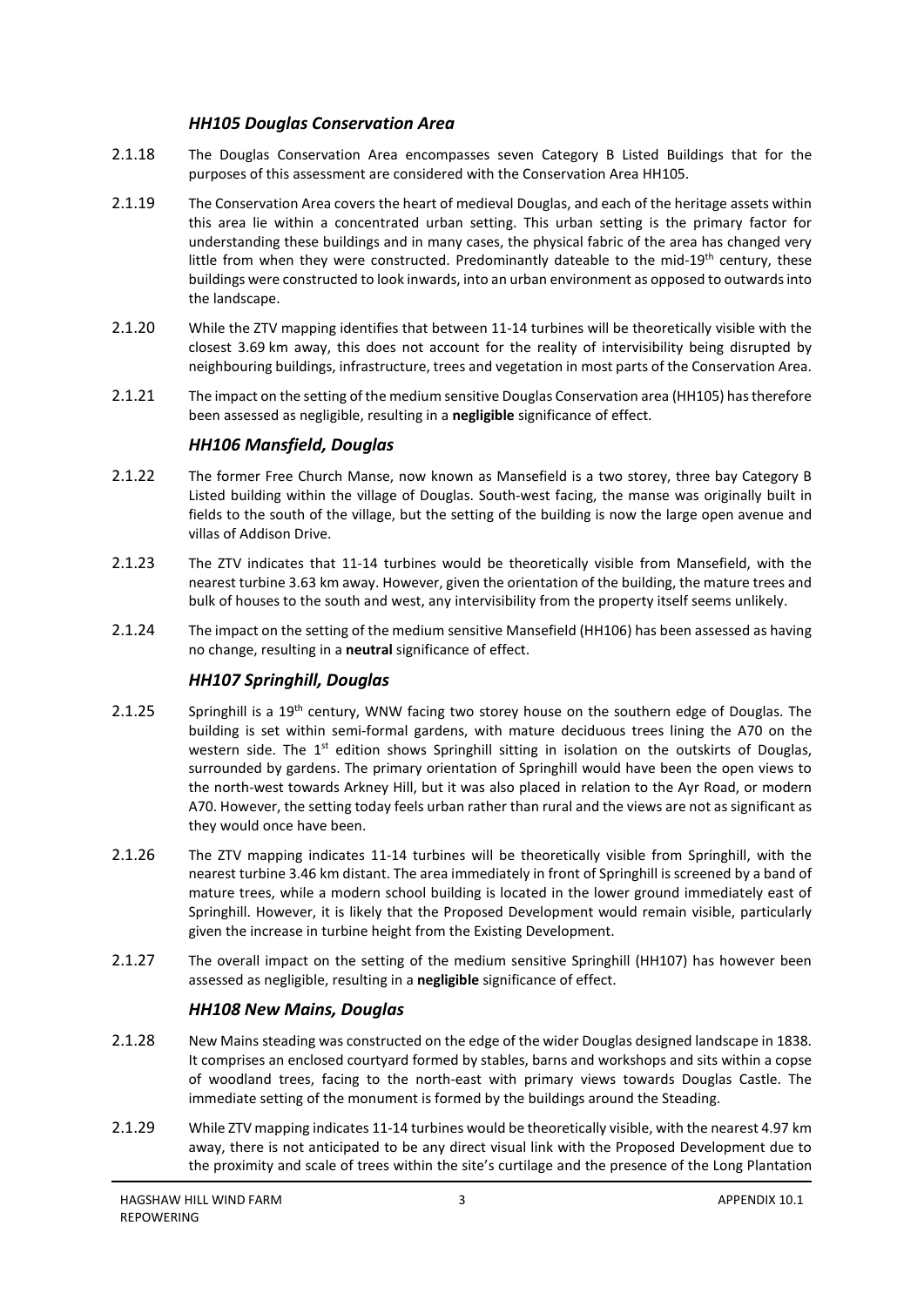### *HH105 Douglas Conservation Area*

2.1.18 The Douglas Conservation Area encompasses seven Category B Listed Buildings that for the purposes of this assessment are considered with the Conservation Area HH105.

2.1.19 The Conservation Area covers the heart of medieval Douglas, and each of the heritage assets within this area lie within a concentrated urban setting. This urban setting is the primary factor for understanding these buildings and in many cases, the physical fabric of the area has changed very little from when they were constructed. Predominantly dateable to the mid-19th century, these buildings were constructed to look inwards, into an urban environment as opposed to outwards into the landscape.

2.1.20 While the ZTV mapping identifies that between 11-14 turbines will be theoretically visible with the closest 3.69 km away, this does not account for the reality of intervisibility being disrupted by neighbouring buildings, infrastructure, trees and vegetation in most parts of the Conservation Area.

2.1.21 The impact on the setting of the medium sensitive Douglas Conservation area (HH105) has therefore been assessed as negligible, resulting in a **negligible** significance of effect.

### *HH106 Mansfield, Douglas*

2.1.22 The former Free Church Manse, now known as Mansefield is a two storey, three bay Category B Listed building within the village of Douglas. South-west facing, the manse was originally built in fields to the south of the village, but the setting of the building is now the large open avenue and villas of Addison Drive.

2.1.23 The ZTV indicates that 11-14 turbines would be theoretically visible from Mansefield, with the nearest turbine 3.63 km away. However, given the orientation of the building, the mature trees and bulk of houses to the south and west, any intervisibility from the property itself seems unlikely.

2.1.24 The impact on the setting of the medium sensitive Mansefield (HH106) has been assessed as having no change, resulting in a **neutral** significance of effect.

### *HH107 Springhill, Douglas*

2.1.25 Springhill is a 19th century, WNW facing two storey house on the southern edge of Douglas. The building is set within semi-formal gardens, with mature deciduous trees lining the A70 on the western side. The 1st edition shows Springhill sitting in isolation on the outskirts of Douglas, surrounded by gardens. The primary orientation of Springhill would have been the open views to the north-west towards Arkney Hill, but it was also placed in relation to the Ayr Road, or modern A70. However, the setting today feels urban rather than rural and the views are not as significant as they would once have been.

2.1.26 The ZTV mapping indicates 11-14 turbines will be theoretically visible from Springhill, with the nearest turbine 3.46 km distant. The area immediately in front of Springhill is screened by a band of mature trees, while a modern school building is located in the lower ground immediately east of Springhill. However, it is likely that the Proposed Development would remain visible, particularly given the increase in turbine height from the Existing Development.

2.1.27 The overall impact on the setting of the medium sensitive Springhill (HH107) has however been assessed as negligible, resulting in a **negligible** significance of effect.

### *HH108 New Mains, Douglas*

2.1.28 New Mains steading was constructed on the edge of the wider Douglas designed landscape in 1838. It comprises an enclosed courtyard formed by stables, barns and workshops and sits within a copse of woodland trees, facing to the north-east with primary views towards Douglas Castle. The immediate setting of the monument is formed by the buildings around the Steading.

2.1.29 While ZTV mapping indicates 11-14 turbines would be theoretically visible, with the nearest 4.97 km away, there is not anticipated to be any direct visual link with the Proposed Development due to the proximity and scale of trees within the site's curtilage and the presence of the Long Plantation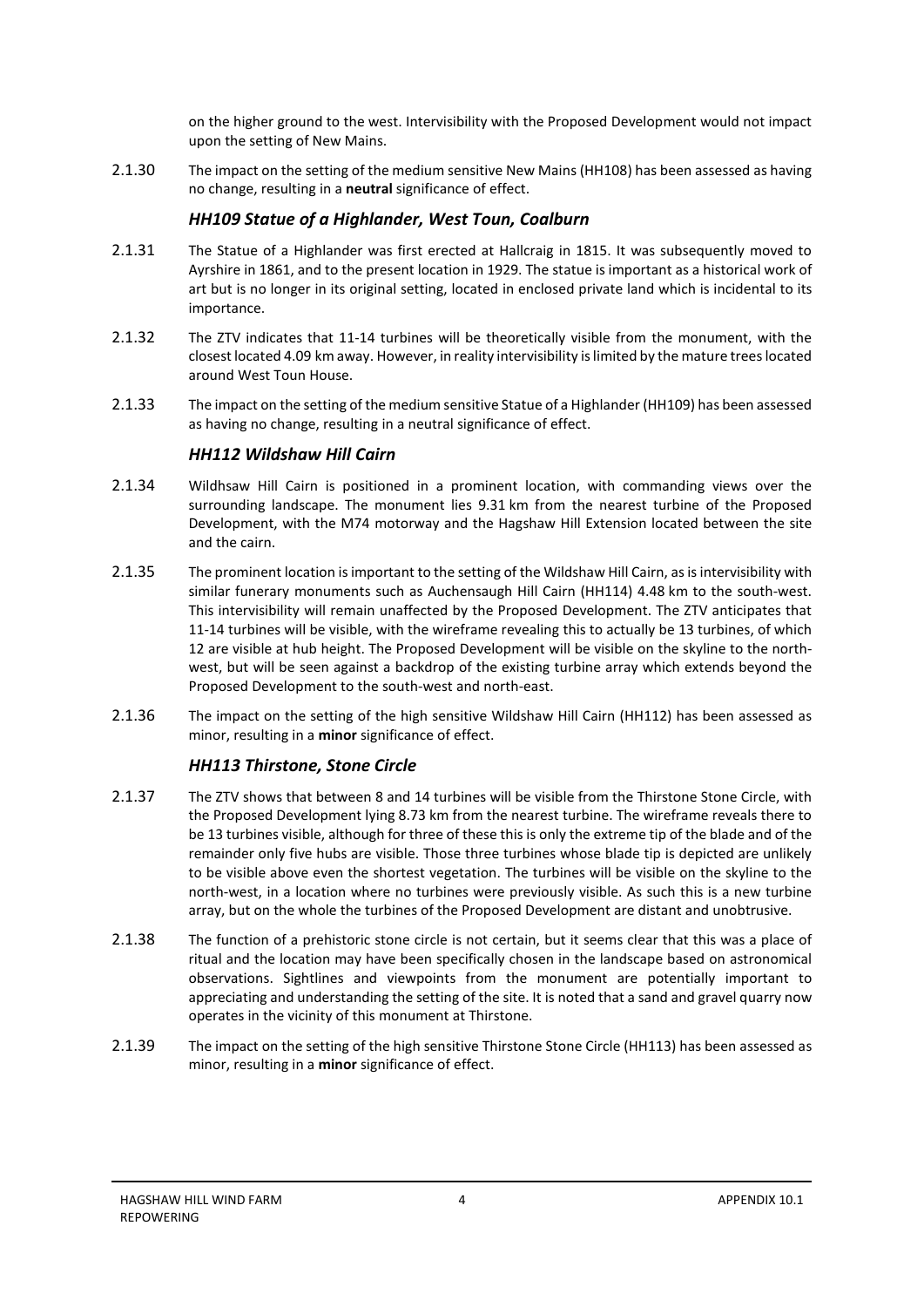on the higher ground to the west. Intervisibility with the Proposed Development would not impact upon the setting of New Mains.

2.1.30 The impact on the setting of the medium sensitive New Mains (HH108) has been assessed as having no change, resulting in a **neutral** significance of effect.

### *HH109 Statue of a Highlander, West Toun, Coalburn*

2.1.31 The Statue of a Highlander was first erected at Hallcraig in 1815. It was subsequently moved to Ayrshire in 1861, and to the present location in 1929. The statue is important as a historical work of art but is no longer in its original setting, located in enclosed private land which is incidental to its importance.

2.1.32 The ZTV indicates that 11-14 turbines will be theoretically visible from the monument, with the closest located 4.09 km away. However, in reality intervisibility is limited by the mature trees located around West Toun House.

2.1.33 The impact on the setting of the medium sensitive Statue of a Highlander (HH109) has been assessed as having no change, resulting in a neutral significance of effect.

### *HH112 Wildshaw Hill Cairn*

2.1.34 Wildhsaw Hill Cairn is positioned in a prominent location, with commanding views over the surrounding landscape. The monument lies 9.31 km from the nearest turbine of the Proposed Development, with the M74 motorway and the Hagshaw Hill Extension located between the site and the cairn.

2.1.35 The prominent location is important to the setting of the Wildshaw Hill Cairn, as is intervisibility with similar funerary monuments such as Auchensaugh Hill Cairn (HH114) 4.48 km to the south-west. This intervisibility will remain unaffected by the Proposed Development. The ZTV anticipates that 11-14 turbines will be visible, with the wireframe revealing this to actually be 13 turbines, of which 12 are visible at hub height. The Proposed Development will be visible on the skyline to the north-west, but will be seen against a backdrop of the existing turbine array which extends beyond the Proposed Development to the south-west and north-east.

2.1.36 The impact on the setting of the high sensitive Wildshaw Hill Cairn (HH112) has been assessed as minor, resulting in a **minor** significance of effect.

### *HH113 Thirstone, Stone Circle*

2.1.37 The ZTV shows that between 8 and 14 turbines will be visible from the Thirstone Stone Circle, with the Proposed Development lying 8.73 km from the nearest turbine. The wireframe reveals there to be 13 turbines visible, although for three of these this is only the extreme tip of the blade and of the remainder only five hubs are visible. Those three turbines whose blade tip is depicted are unlikely to be visible above even the shortest vegetation. The turbines will be visible on the skyline to the north-west, in a location where no turbines were previously visible. As such this is a new turbine array, but on the whole the turbines of the Proposed Development are distant and unobtrusive.

2.1.38 The function of a prehistoric stone circle is not certain, but it seems clear that this was a place of ritual and the location may have been specifically chosen in the landscape based on astronomical observations. Sightlines and viewpoints from the monument are potentially important to appreciating and understanding the setting of the site. It is noted that a sand and gravel quarry now operates in the vicinity of this monument at Thirstone.

2.1.39 The impact on the setting of the high sensitive Thirstone Stone Circle (HH113) has been assessed as minor, resulting in a **minor** significance of effect.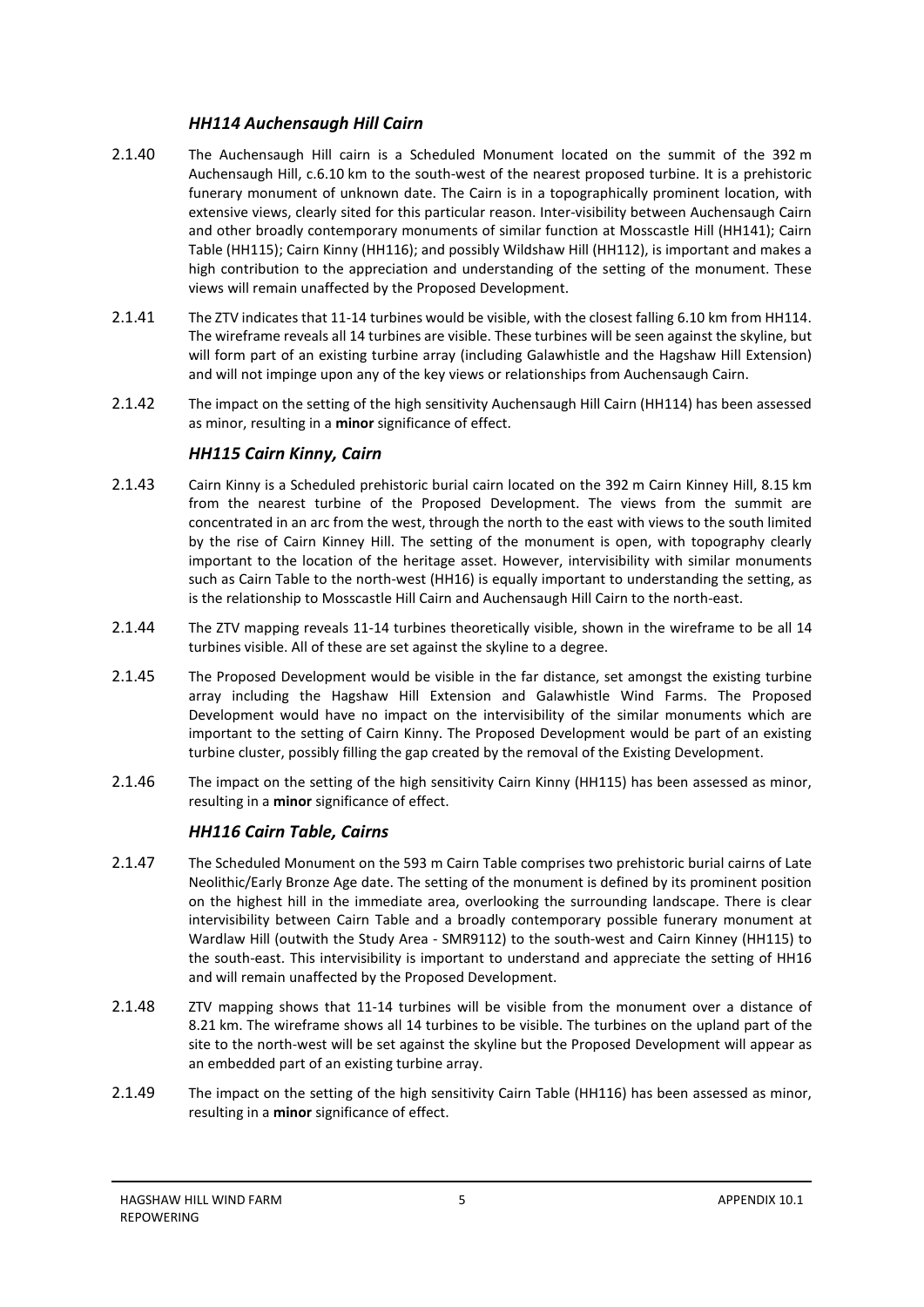### *HH114 Auchensaugh Hill Cairn*

2.1.40 The Auchensaugh Hill cairn is a Scheduled Monument located on the summit of the 392 m Auchensaugh Hill, c.6.10 km to the south-west of the nearest proposed turbine. It is a prehistoric funerary monument of unknown date. The Cairn is in a topographically prominent location, with extensive views, clearly sited for this particular reason. Inter-visibility between Auchensaugh Cairn and other broadly contemporary monuments of similar function at Mosscastle Hill (HH141); Cairn Table (HH115); Cairn Kinny (HH116); and possibly Wildshaw Hill (HH112), is important and makes a high contribution to the appreciation and understanding of the setting of the monument. These views will remain unaffected by the Proposed Development.

2.1.41 The ZTV indicates that 11-14 turbines would be visible, with the closest falling 6.10 km from HH114. The wireframe reveals all 14 turbines are visible. These turbines will be seen against the skyline, but will form part of an existing turbine array (including Galawhistle and the Hagshaw Hill Extension) and will not impinge upon any of the key views or relationships from Auchensaugh Cairn.

2.1.42 The impact on the setting of the high sensitivity Auchensaugh Hill Cairn (HH114) has been assessed as minor, resulting in a **minor** significance of effect.

### *HH115 Cairn Kinny, Cairn*

2.1.43 Cairn Kinny is a Scheduled prehistoric burial cairn located on the 392 m Cairn Kinney Hill, 8.15 km from the nearest turbine of the Proposed Development. The views from the summit are concentrated in an arc from the west, through the north to the east with views to the south limited by the rise of Cairn Kinney Hill. The setting of the monument is open, with topography clearly important to the location of the heritage asset. However, intervisibility with similar monuments such as Cairn Table to the north-west (HH16) is equally important to understanding the setting, as is the relationship to Mosscastle Hill Cairn and Auchensaugh Hill Cairn to the north-east.

2.1.44 The ZTV mapping reveals 11-14 turbines theoretically visible, shown in the wireframe to be all 14 turbines visible. All of these are set against the skyline to a degree.

2.1.45 The Proposed Development would be visible in the far distance, set amongst the existing turbine array including the Hagshaw Hill Extension and Galawhistle Wind Farms. The Proposed Development would have no impact on the intervisibility of the similar monuments which are important to the setting of Cairn Kinny. The Proposed Development would be part of an existing turbine cluster, possibly filling the gap created by the removal of the Existing Development.

2.1.46 The impact on the setting of the high sensitivity Cairn Kinny (HH115) has been assessed as minor, resulting in a **minor** significance of effect.

### *HH116 Cairn Table, Cairns*

2.1.47 The Scheduled Monument on the 593 m Cairn Table comprises two prehistoric burial cairns of Late Neolithic/Early Bronze Age date. The setting of the monument is defined by its prominent position on the highest hill in the immediate area, overlooking the surrounding landscape. There is clear intervisibility between Cairn Table and a broadly contemporary possible funerary monument at Wardlaw Hill (outwith the Study Area - SMR9112) to the south-west and Cairn Kinney (HH115) to the south-east. This intervisibility is important to understand and appreciate the setting of HH16 and will remain unaffected by the Proposed Development.

2.1.48 ZTV mapping shows that 11-14 turbines will be visible from the monument over a distance of 8.21 km. The wireframe shows all 14 turbines to be visible. The turbines on the upland part of the site to the north-west will be set against the skyline but the Proposed Development will appear as an embedded part of an existing turbine array.

2.1.49 The impact on the setting of the high sensitivity Cairn Table (HH116) has been assessed as minor, resulting in a **minor** significance of effect.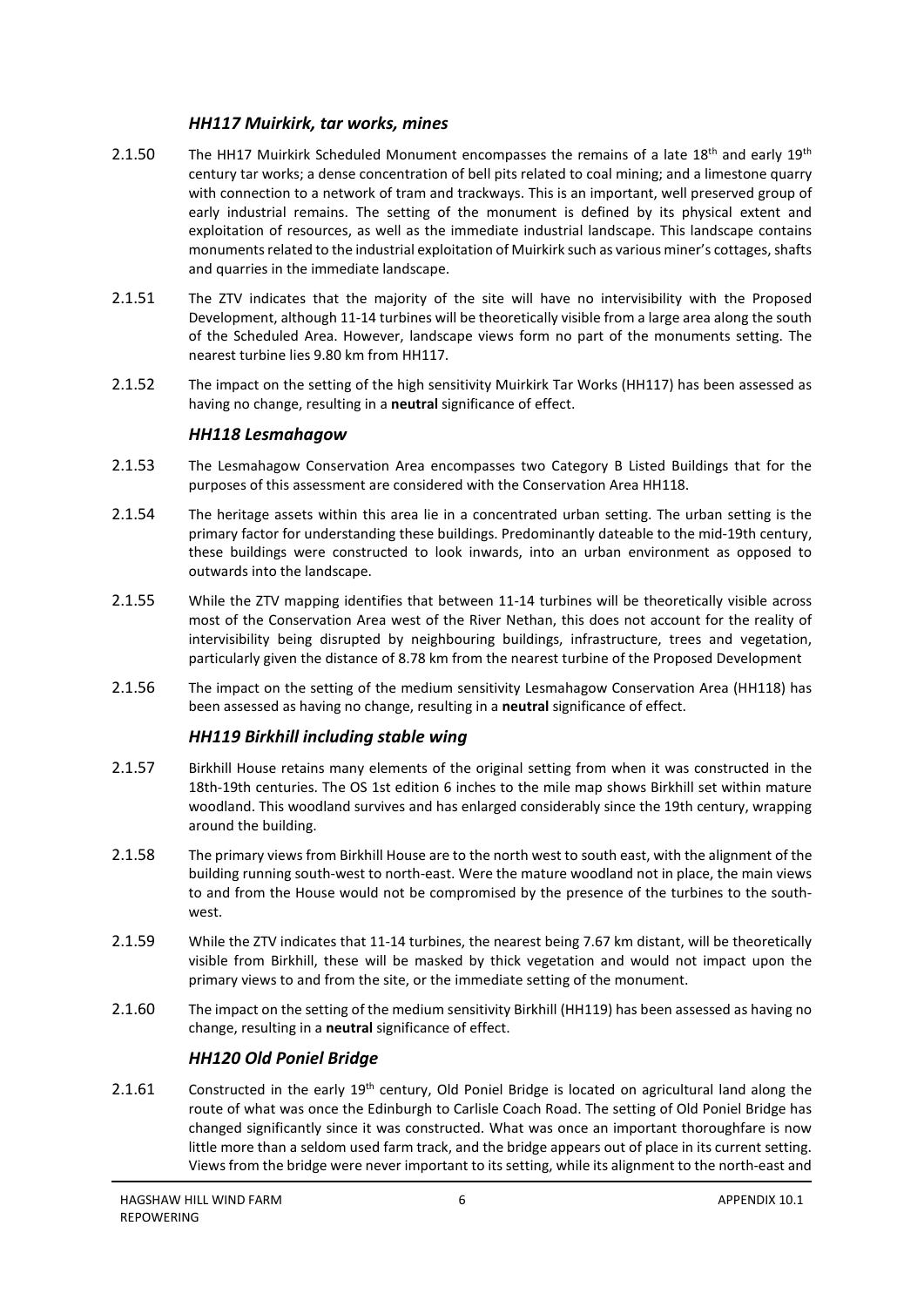### *HH117 Muirkirk, tar works, mines*

2.1.50 The HH17 Muirkirk Scheduled Monument encompasses the remains of a late 18th and early 19th century tar works; a dense concentration of bell pits related to coal mining; and a limestone quarry with connection to a network of tram and trackways. This is an important, well preserved group of early industrial remains. The setting of the monument is defined by its physical extent and exploitation of resources, as well as the immediate industrial landscape. This landscape contains monuments related to the industrial exploitation of Muirkirk such as various miner's cottages, shafts and quarries in the immediate landscape.

2.1.51 The ZTV indicates that the majority of the site will have no intervisibility with the Proposed Development, although 11-14 turbines will be theoretically visible from a large area along the south of the Scheduled Area. However, landscape views form no part of the monuments setting. The nearest turbine lies 9.80 km from HH117.

2.1.52 The impact on the setting of the high sensitivity Muirkirk Tar Works (HH117) has been assessed as having no change, resulting in a **neutral** significance of effect.

### *HH118 Lesmahagow*

2.1.53 The Lesmahagow Conservation Area encompasses two Category B Listed Buildings that for the purposes of this assessment are considered with the Conservation Area HH118.

2.1.54 The heritage assets within this area lie in a concentrated urban setting. The urban setting is the primary factor for understanding these buildings. Predominantly dateable to the mid-19th century, these buildings were constructed to look inwards, into an urban environment as opposed to outwards into the landscape.

2.1.55 While the ZTV mapping identifies that between 11-14 turbines will be theoretically visible across most of the Conservation Area west of the River Nethan, this does not account for the reality of intervisibility being disrupted by neighbouring buildings, infrastructure, trees and vegetation, particularly given the distance of 8.78 km from the nearest turbine of the Proposed Development

2.1.56 The impact on the setting of the medium sensitivity Lesmahagow Conservation Area (HH118) has been assessed as having no change, resulting in a **neutral** significance of effect.

### *HH119 Birkhill including stable wing*

2.1.57 Birkhill House retains many elements of the original setting from when it was constructed in the 18th-19th centuries. The OS 1st edition 6 inches to the mile map shows Birkhill set within mature woodland. This woodland survives and has enlarged considerably since the 19th century, wrapping around the building.

2.1.58 The primary views from Birkhill House are to the north west to south east, with the alignment of the building running south-west to north-east. Were the mature woodland not in place, the main views to and from the House would not be compromised by the presence of the turbines to the south-west.

2.1.59 While the ZTV indicates that 11-14 turbines, the nearest being 7.67 km distant, will be theoretically visible from Birkhill, these will be masked by thick vegetation and would not impact upon the primary views to and from the site, or the immediate setting of the monument.

2.1.60 The impact on the setting of the medium sensitivity Birkhill (HH119) has been assessed as having no change, resulting in a **neutral** significance of effect.

### *HH120 Old Poniel Bridge*

2.1.61 Constructed in the early 19th century, Old Poniel Bridge is located on agricultural land along the route of what was once the Edinburgh to Carlisle Coach Road. The setting of Old Poniel Bridge has changed significantly since it was constructed. What was once an important thoroughfare is now little more than a seldom used farm track, and the bridge appears out of place in its current setting. Views from the bridge were never important to its setting, while its alignment to the north-east and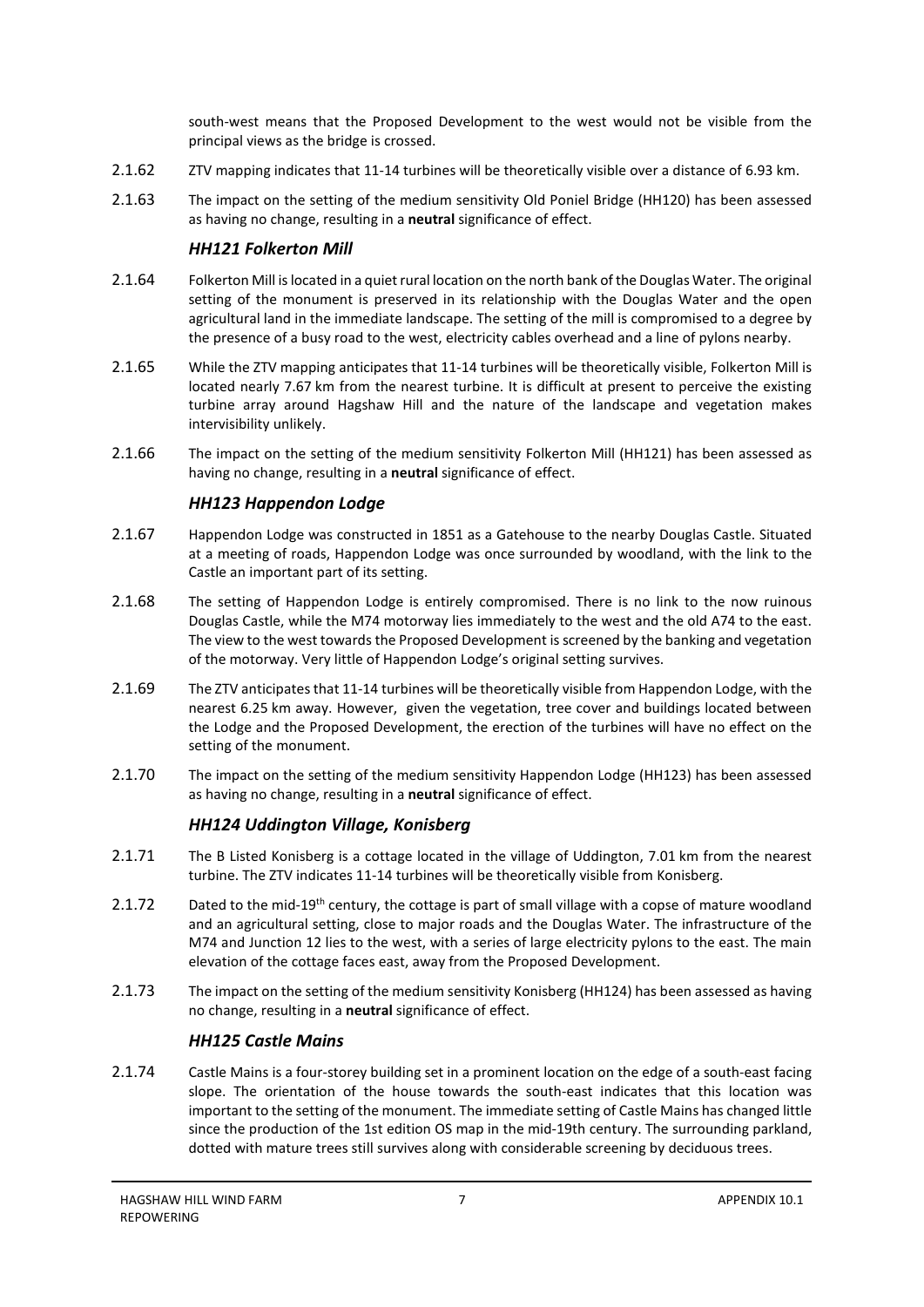south-west means that the Proposed Development to the west would not be visible from the principal views as the bridge is crossed.

2.1.62 ZTV mapping indicates that 11-14 turbines will be theoretically visible over a distance of 6.93 km.

2.1.63 The impact on the setting of the medium sensitivity Old Poniel Bridge (HH120) has been assessed as having no change, resulting in a **neutral** significance of effect.

### *HH121 Folkerton Mill*

2.1.64 Folkerton Mill is located in a quiet rural location on the north bank of the Douglas Water. The original setting of the monument is preserved in its relationship with the Douglas Water and the open agricultural land in the immediate landscape. The setting of the mill is compromised to a degree by the presence of a busy road to the west, electricity cables overhead and a line of pylons nearby.

2.1.65 While the ZTV mapping anticipates that 11-14 turbines will be theoretically visible, Folkerton Mill is located nearly 7.67 km from the nearest turbine. It is difficult at present to perceive the existing turbine array around Hagshaw Hill and the nature of the landscape and vegetation makes intervisibility unlikely.

2.1.66 The impact on the setting of the medium sensitivity Folkerton Mill (HH121) has been assessed as having no change, resulting in a **neutral** significance of effect.

### *HH123 Happendon Lodge*

2.1.67 Happendon Lodge was constructed in 1851 as a Gatehouse to the nearby Douglas Castle. Situated at a meeting of roads, Happendon Lodge was once surrounded by woodland, with the link to the Castle an important part of its setting.

2.1.68 The setting of Happendon Lodge is entirely compromised. There is no link to the now ruinous Douglas Castle, while the M74 motorway lies immediately to the west and the old A74 to the east. The view to the west towards the Proposed Development is screened by the banking and vegetation of the motorway. Very little of Happendon Lodge's original setting survives.

2.1.69 The ZTV anticipates that 11-14 turbines will be theoretically visible from Happendon Lodge, with the nearest 6.25 km away. However, given the vegetation, tree cover and buildings located between the Lodge and the Proposed Development, the erection of the turbines will have no effect on the setting of the monument.

2.1.70 The impact on the setting of the medium sensitivity Happendon Lodge (HH123) has been assessed as having no change, resulting in a **neutral** significance of effect.

### *HH124 Uddington Village, Konisberg*

2.1.71 The B Listed Konisberg is a cottage located in the village of Uddington, 7.01 km from the nearest turbine. The ZTV indicates 11-14 turbines will be theoretically visible from Konisberg.

2.1.72 Dated to the mid-19th century, the cottage is part of small village with a copse of mature woodland and an agricultural setting, close to major roads and the Douglas Water. The infrastructure of the M74 and Junction 12 lies to the west, with a series of large electricity pylons to the east. The main elevation of the cottage faces east, away from the Proposed Development.

2.1.73 The impact on the setting of the medium sensitivity Konisberg (HH124) has been assessed as having no change, resulting in a **neutral** significance of effect.

### *HH125 Castle Mains*

2.1.74 Castle Mains is a four-storey building set in a prominent location on the edge of a south-east facing slope. The orientation of the house towards the south-east indicates that this location was important to the setting of the monument. The immediate setting of Castle Mains has changed little since the production of the 1st edition OS map in the mid-19th century. The surrounding parkland, dotted with mature trees still survives along with considerable screening by deciduous trees.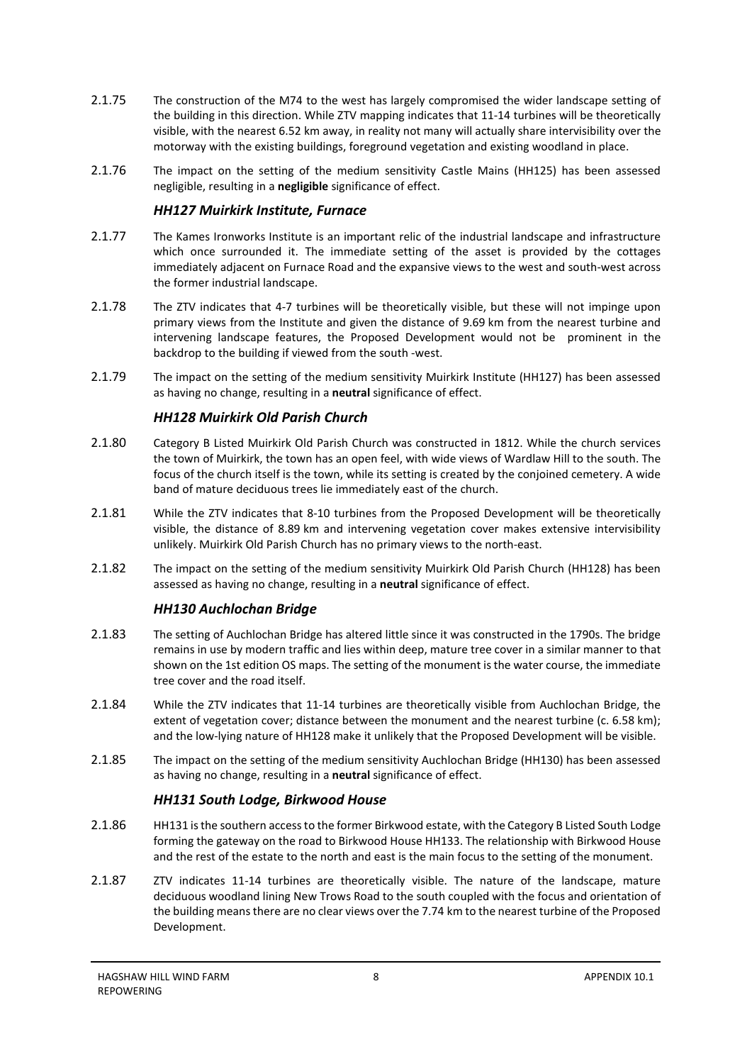2.1.75 The construction of the M74 to the west has largely compromised the wider landscape setting of the building in this direction. While ZTV mapping indicates that 11-14 turbines will be theoretically visible, with the nearest 6.52 km away, in reality not many will actually share intervisibility over the motorway with the existing buildings, foreground vegetation and existing woodland in place.

2.1.76 The impact on the setting of the medium sensitivity Castle Mains (HH125) has been assessed negligible, resulting in a **negligible** significance of effect.

### *HH127 Muirkirk Institute, Furnace*

2.1.77 The Kames Ironworks Institute is an important relic of the industrial landscape and infrastructure which once surrounded it. The immediate setting of the asset is provided by the cottages immediately adjacent on Furnace Road and the expansive views to the west and south-west across the former industrial landscape.

2.1.78 The ZTV indicates that 4-7 turbines will be theoretically visible, but these will not impinge upon primary views from the Institute and given the distance of 9.69 km from the nearest turbine and intervening landscape features, the Proposed Development would not be prominent in the backdrop to the building if viewed from the south -west.

2.1.79 The impact on the setting of the medium sensitivity Muirkirk Institute (HH127) has been assessed as having no change, resulting in a **neutral** significance of effect.

### *HH128 Muirkirk Old Parish Church*

2.1.80 Category B Listed Muirkirk Old Parish Church was constructed in 1812. While the church services the town of Muirkirk, the town has an open feel, with wide views of Wardlaw Hill to the south. The focus of the church itself is the town, while its setting is created by the conjoined cemetery. A wide band of mature deciduous trees lie immediately east of the church.

2.1.81 While the ZTV indicates that 8-10 turbines from the Proposed Development will be theoretically visible, the distance of 8.89 km and intervening vegetation cover makes extensive intervisibility unlikely. Muirkirk Old Parish Church has no primary views to the north-east.

2.1.82 The impact on the setting of the medium sensitivity Muirkirk Old Parish Church (HH128) has been assessed as having no change, resulting in a **neutral** significance of effect.

### *HH130 Auchlochan Bridge*

2.1.83 The setting of Auchlochan Bridge has altered little since it was constructed in the 1790s. The bridge remains in use by modern traffic and lies within deep, mature tree cover in a similar manner to that shown on the 1st edition OS maps. The setting of the monument is the water course, the immediate tree cover and the road itself.

2.1.84 While the ZTV indicates that 11-14 turbines are theoretically visible from Auchlochan Bridge, the extent of vegetation cover; distance between the monument and the nearest turbine (c. 6.58 km); and the low-lying nature of HH128 make it unlikely that the Proposed Development will be visible.

2.1.85 The impact on the setting of the medium sensitivity Auchlochan Bridge (HH130) has been assessed as having no change, resulting in a **neutral** significance of effect.

### *HH131 South Lodge, Birkwood House*

2.1.86 HH131 is the southern access to the former Birkwood estate, with the Category B Listed South Lodge forming the gateway on the road to Birkwood House HH133. The relationship with Birkwood House and the rest of the estate to the north and east is the main focus to the setting of the monument.

2.1.87 ZTV indicates 11-14 turbines are theoretically visible. The nature of the landscape, mature deciduous woodland lining New Trows Road to the south coupled with the focus and orientation of the building means there are no clear views over the 7.74 km to the nearest turbine of the Proposed Development.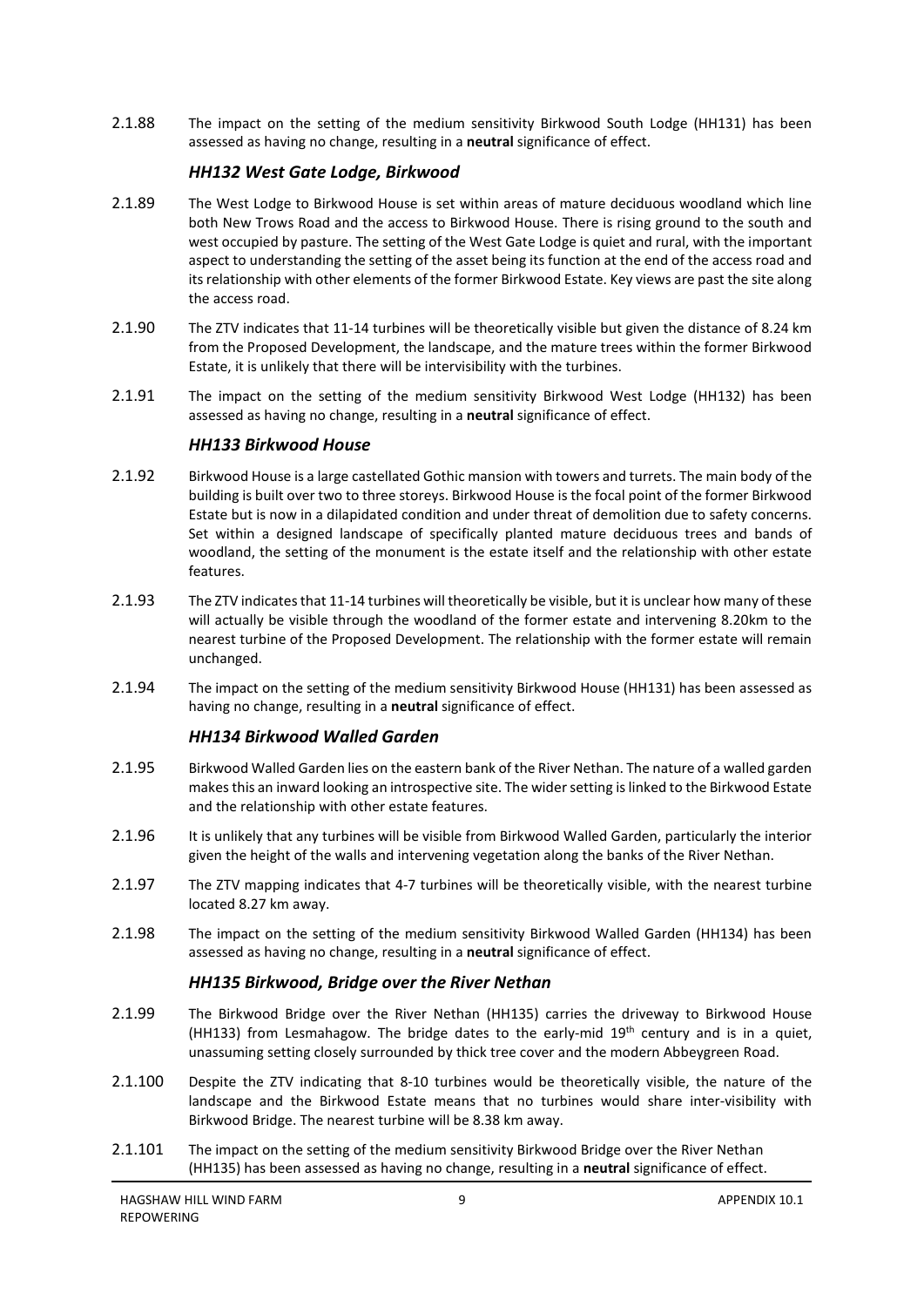2.1.88 The impact on the setting of the medium sensitivity Birkwood South Lodge (HH131) has been assessed as having no change, resulting in a **neutral** significance of effect.

### *HH132 West Gate Lodge, Birkwood*

2.1.89 The West Lodge to Birkwood House is set within areas of mature deciduous woodland which line both New Trows Road and the access to Birkwood House. There is rising ground to the south and west occupied by pasture. The setting of the West Gate Lodge is quiet and rural, with the important aspect to understanding the setting of the asset being its function at the end of the access road and its relationship with other elements of the former Birkwood Estate. Key views are past the site along the access road.

2.1.90 The ZTV indicates that 11-14 turbines will be theoretically visible but given the distance of 8.24 km from the Proposed Development, the landscape, and the mature trees within the former Birkwood Estate, it is unlikely that there will be intervisibility with the turbines.

2.1.91 The impact on the setting of the medium sensitivity Birkwood West Lodge (HH132) has been assessed as having no change, resulting in a **neutral** significance of effect.

### *HH133 Birkwood House*

2.1.92 Birkwood House is a large castellated Gothic mansion with towers and turrets. The main body of the building is built over two to three storeys. Birkwood House is the focal point of the former Birkwood Estate but is now in a dilapidated condition and under threat of demolition due to safety concerns. Set within a designed landscape of specifically planted mature deciduous trees and bands of woodland, the setting of the monument is the estate itself and the relationship with other estate features.

2.1.93 The ZTV indicates that 11-14 turbines will theoretically be visible, but it is unclear how many of these will actually be visible through the woodland of the former estate and intervening 8.20km to the nearest turbine of the Proposed Development. The relationship with the former estate will remain unchanged.

2.1.94 The impact on the setting of the medium sensitivity Birkwood House (HH131) has been assessed as having no change, resulting in a **neutral** significance of effect.

### *HH134 Birkwood Walled Garden*

2.1.95 Birkwood Walled Garden lies on the eastern bank of the River Nethan. The nature of a walled garden makes this an inward looking an introspective site. The wider setting is linked to the Birkwood Estate and the relationship with other estate features.

2.1.96 It is unlikely that any turbines will be visible from Birkwood Walled Garden, particularly the interior given the height of the walls and intervening vegetation along the banks of the River Nethan.

2.1.97 The ZTV mapping indicates that 4-7 turbines will be theoretically visible, with the nearest turbine located 8.27 km away.

2.1.98 The impact on the setting of the medium sensitivity Birkwood Walled Garden (HH134) has been assessed as having no change, resulting in a **neutral** significance of effect.

### *HH135 Birkwood, Bridge over the River Nethan*

2.1.99 The Birkwood Bridge over the River Nethan (HH135) carries the driveway to Birkwood House (HH133) from Lesmahagow. The bridge dates to the early-mid 19th century and is in a quiet, unassuming setting closely surrounded by thick tree cover and the modern Abbeygreen Road.

2.1.100 Despite the ZTV indicating that 8-10 turbines would be theoretically visible, the nature of the landscape and the Birkwood Estate means that no turbines would share inter-visibility with Birkwood Bridge. The nearest turbine will be 8.38 km away.

2.1.101 The impact on the setting of the medium sensitivity Birkwood Bridge over the River Nethan (HH135) has been assessed as having no change, resulting in a **neutral** significance of effect.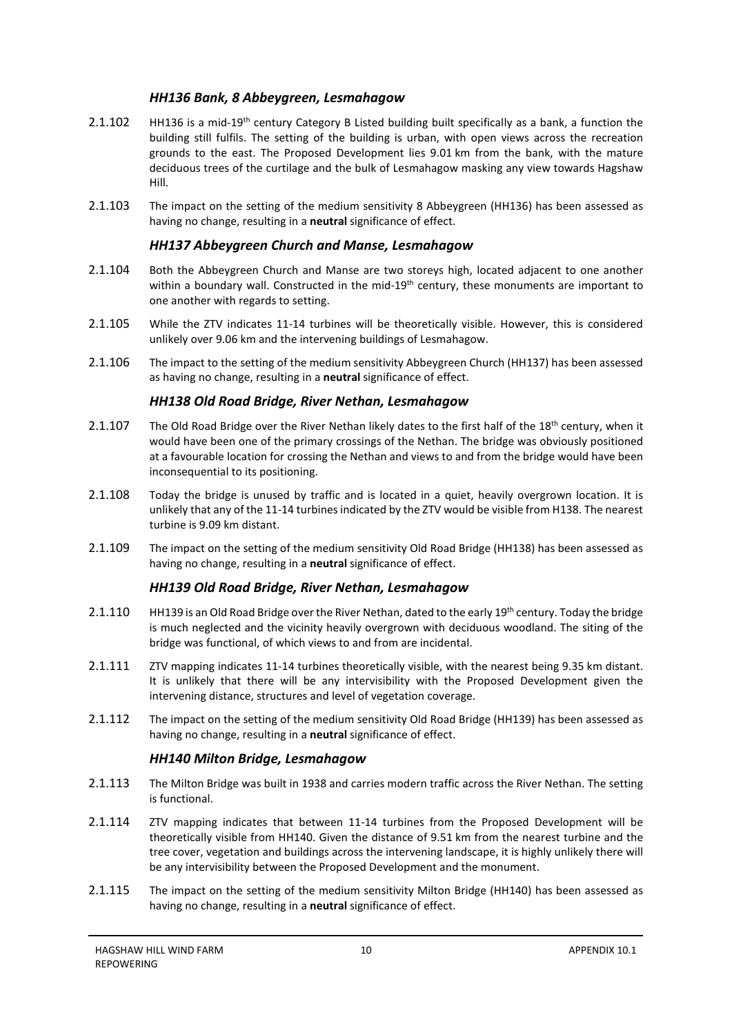### *HH136 Bank, 8 Abbeygreen, Lesmahagow*

2.1.102 HH136 is a mid-19th century Category B Listed building built specifically as a bank, a function the building still fulfils. The setting of the building is urban, with open views across the recreation grounds to the east. The Proposed Development lies 9.01 km from the bank, with the mature deciduous trees of the curtilage and the bulk of Lesmahagow masking any view towards Hagshaw Hill.

2.1.103 The impact on the setting of the medium sensitivity 8 Abbeygreen (HH136) has been assessed as having no change, resulting in a **neutral** significance of effect.

### *HH137 Abbeygreen Church and Manse, Lesmahagow*

2.1.104 Both the Abbeygreen Church and Manse are two storeys high, located adjacent to one another within a boundary wall. Constructed in the mid-19th century, these monuments are important to one another with regards to setting.

2.1.105 While the ZTV indicates 11-14 turbines will be theoretically visible. However, this is considered unlikely over 9.06 km and the intervening buildings of Lesmahagow.

2.1.106 The impact to the setting of the medium sensitivity Abbeygreen Church (HH137) has been assessed as having no change, resulting in a **neutral** significance of effect.

### *HH138 Old Road Bridge, River Nethan, Lesmahagow*

2.1.107 The Old Road Bridge over the River Nethan likely dates to the first half of the 18th century, when it would have been one of the primary crossings of the Nethan. The bridge was obviously positioned at a favourable location for crossing the Nethan and views to and from the bridge would have been inconsequential to its positioning.

2.1.108 Today the bridge is unused by traffic and is located in a quiet, heavily overgrown location. It is unlikely that any of the 11-14 turbines indicated by the ZTV would be visible from H138. The nearest turbine is 9.09 km distant.

2.1.109 The impact on the setting of the medium sensitivity Old Road Bridge (HH138) has been assessed as having no change, resulting in a **neutral** significance of effect.

### *HH139 Old Road Bridge, River Nethan, Lesmahagow*

2.1.110 HH139 is an Old Road Bridge over the River Nethan, dated to the early 19th century. Today the bridge is much neglected and the vicinity heavily overgrown with deciduous woodland. The siting of the bridge was functional, of which views to and from are incidental.

2.1.111 ZTV mapping indicates 11-14 turbines theoretically visible, with the nearest being 9.35 km distant. It is unlikely that there will be any intervisibility with the Proposed Development given the intervening distance, structures and level of vegetation coverage.

2.1.112 The impact on the setting of the medium sensitivity Old Road Bridge (HH139) has been assessed as having no change, resulting in a **neutral** significance of effect.

### *HH140 Milton Bridge, Lesmahagow*

2.1.113 The Milton Bridge was built in 1938 and carries modern traffic across the River Nethan. The setting is functional.

2.1.114 ZTV mapping indicates that between 11-14 turbines from the Proposed Development will be theoretically visible from HH140. Given the distance of 9.51 km from the nearest turbine and the tree cover, vegetation and buildings across the intervening landscape, it is highly unlikely there will be any intervisibility between the Proposed Development and the monument.

2.1.115 The impact on the setting of the medium sensitivity Milton Bridge (HH140) has been assessed as having no change, resulting in a **neutral** significance of effect.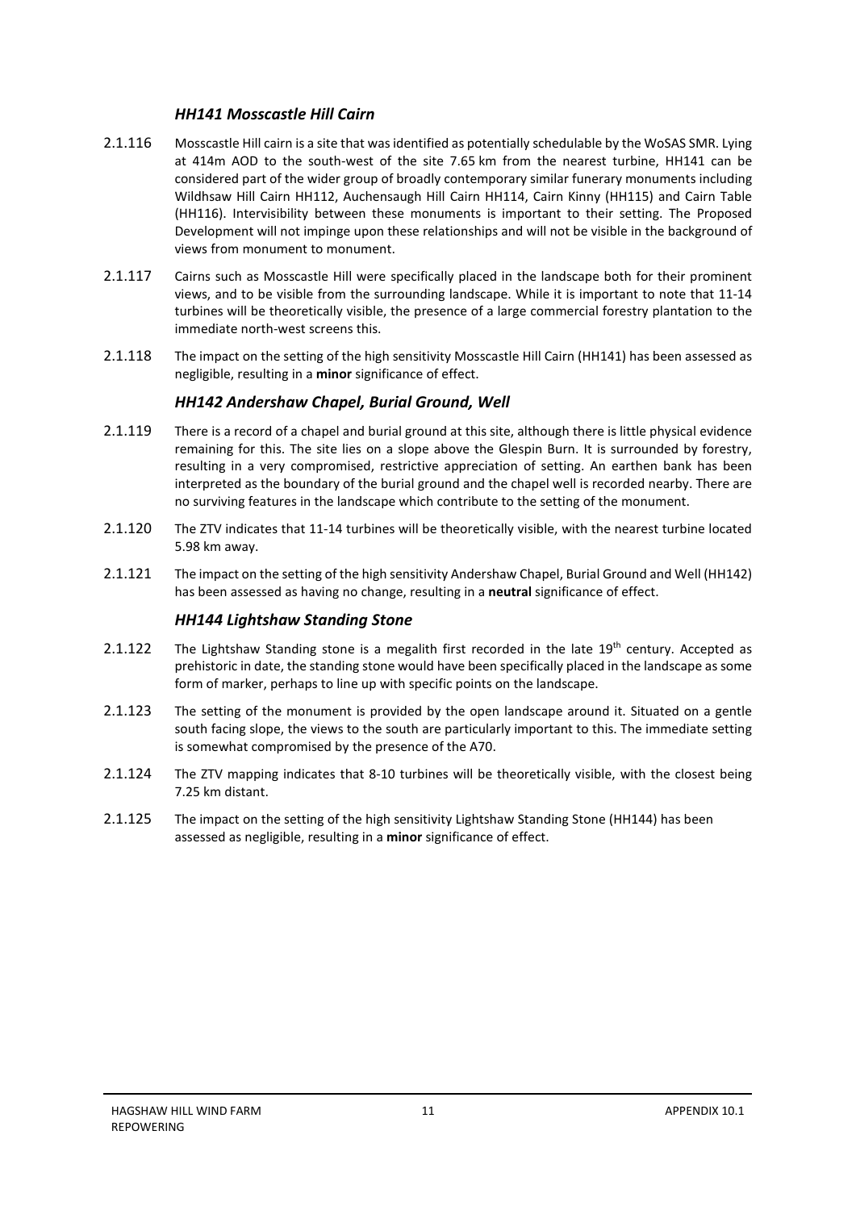### *HH141 Mosscastle Hill Cairn*

2.1.116 Mosscastle Hill cairn is a site that was identified as potentially schedulable by the WoSAS SMR. Lying at 414m AOD to the south-west of the site 7.65 km from the nearest turbine, HH141 can be considered part of the wider group of broadly contemporary similar funerary monuments including Wildhsaw Hill Cairn HH112, Auchensaugh Hill Cairn HH114, Cairn Kinny (HH115) and Cairn Table (HH116). Intervisibility between these monuments is important to their setting. The Proposed Development will not impinge upon these relationships and will not be visible in the background of views from monument to monument.

2.1.117 Cairns such as Mosscastle Hill were specifically placed in the landscape both for their prominent views, and to be visible from the surrounding landscape. While it is important to note that 11-14 turbines will be theoretically visible, the presence of a large commercial forestry plantation to the immediate north-west screens this.

2.1.118 The impact on the setting of the high sensitivity Mosscastle Hill Cairn (HH141) has been assessed as negligible, resulting in a **minor** significance of effect.

### *HH142 Andershaw Chapel, Burial Ground, Well*

2.1.119 There is a record of a chapel and burial ground at this site, although there is little physical evidence remaining for this. The site lies on a slope above the Glespin Burn. It is surrounded by forestry, resulting in a very compromised, restrictive appreciation of setting. An earthen bank has been interpreted as the boundary of the burial ground and the chapel well is recorded nearby. There are no surviving features in the landscape which contribute to the setting of the monument.

2.1.120 The ZTV indicates that 11-14 turbines will be theoretically visible, with the nearest turbine located 5.98 km away.

2.1.121 The impact on the setting of the high sensitivity Andershaw Chapel, Burial Ground and Well (HH142) has been assessed as having no change, resulting in a **neutral** significance of effect.

### *HH144 Lightshaw Standing Stone*

2.1.122 The Lightshaw Standing stone is a megalith first recorded in the late 19th century. Accepted as prehistoric in date, the standing stone would have been specifically placed in the landscape as some form of marker, perhaps to line up with specific points on the landscape.

2.1.123 The setting of the monument is provided by the open landscape around it. Situated on a gentle south facing slope, the views to the south are particularly important to this. The immediate setting is somewhat compromised by the presence of the A70.

2.1.124 The ZTV mapping indicates that 8-10 turbines will be theoretically visible, with the closest being 7.25 km distant.

2.1.125 The impact on the setting of the high sensitivity Lightshaw Standing Stone (HH144) has been assessed as negligible, resulting in a **minor** significance of effect.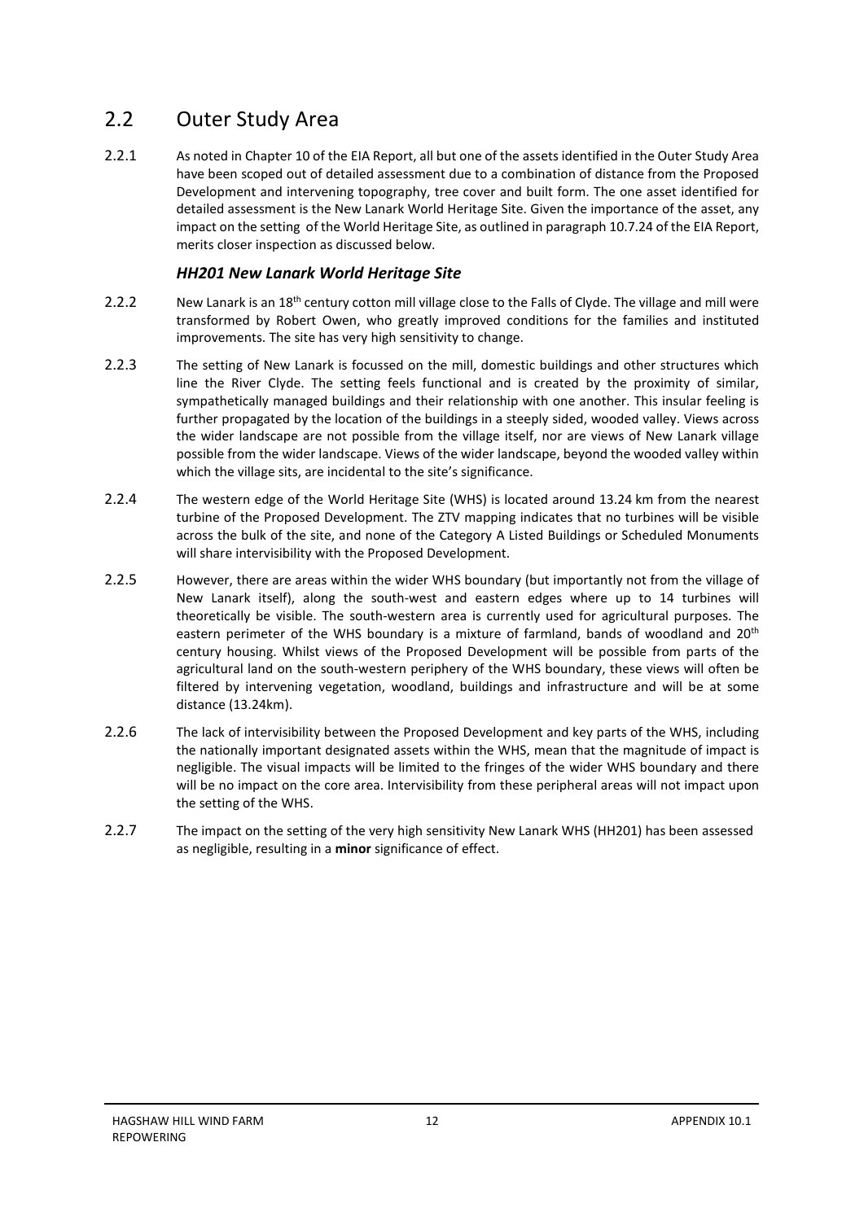## 2.2 Outer Study Area

2.2.1 As noted in Chapter 10 of the EIA Report, all but one of the assets identified in the Outer Study Area have been scoped out of detailed assessment due to a combination of distance from the Proposed Development and intervening topography, tree cover and built form. The one asset identified for detailed assessment is the New Lanark World Heritage Site. Given the importance of the asset, any impact on the setting of the World Heritage Site, as outlined in paragraph 10.7.24 of the EIA Report, merits closer inspection as discussed below.

### *HH201 New Lanark World Heritage Site*

2.2.2 New Lanark is an 18th century cotton mill village close to the Falls of Clyde. The village and mill were transformed by Robert Owen, who greatly improved conditions for the families and instituted improvements. The site has very high sensitivity to change.

2.2.3 The setting of New Lanark is focussed on the mill, domestic buildings and other structures which line the River Clyde. The setting feels functional and is created by the proximity of similar, sympathetically managed buildings and their relationship with one another. This insular feeling is further propagated by the location of the buildings in a steeply sided, wooded valley. Views across the wider landscape are not possible from the village itself, nor are views of New Lanark village possible from the wider landscape. Views of the wider landscape, beyond the wooded valley within which the village sits, are incidental to the site's significance.

2.2.4 The western edge of the World Heritage Site (WHS) is located around 13.24 km from the nearest turbine of the Proposed Development. The ZTV mapping indicates that no turbines will be visible across the bulk of the site, and none of the Category A Listed Buildings or Scheduled Monuments will share intervisibility with the Proposed Development.

2.2.5 However, there are areas within the wider WHS boundary (but importantly not from the village of New Lanark itself), along the south-west and eastern edges where up to 14 turbines will theoretically be visible. The south-western area is currently used for agricultural purposes. The eastern perimeter of the WHS boundary is a mixture of farmland, bands of woodland and 20th century housing. Whilst views of the Proposed Development will be possible from parts of the agricultural land on the south-western periphery of the WHS boundary, these views will often be filtered by intervening vegetation, woodland, buildings and infrastructure and will be at some distance (13.24km).

2.2.6 The lack of intervisibility between the Proposed Development and key parts of the WHS, including the nationally important designated assets within the WHS, mean that the magnitude of impact is negligible. The visual impacts will be limited to the fringes of the wider WHS boundary and there will be no impact on the core area. Intervisibility from these peripheral areas will not impact upon the setting of the WHS.

2.2.7 The impact on the setting of the very high sensitivity New Lanark WHS (HH201) has been assessed as negligible, resulting in a **minor** significance of effect.